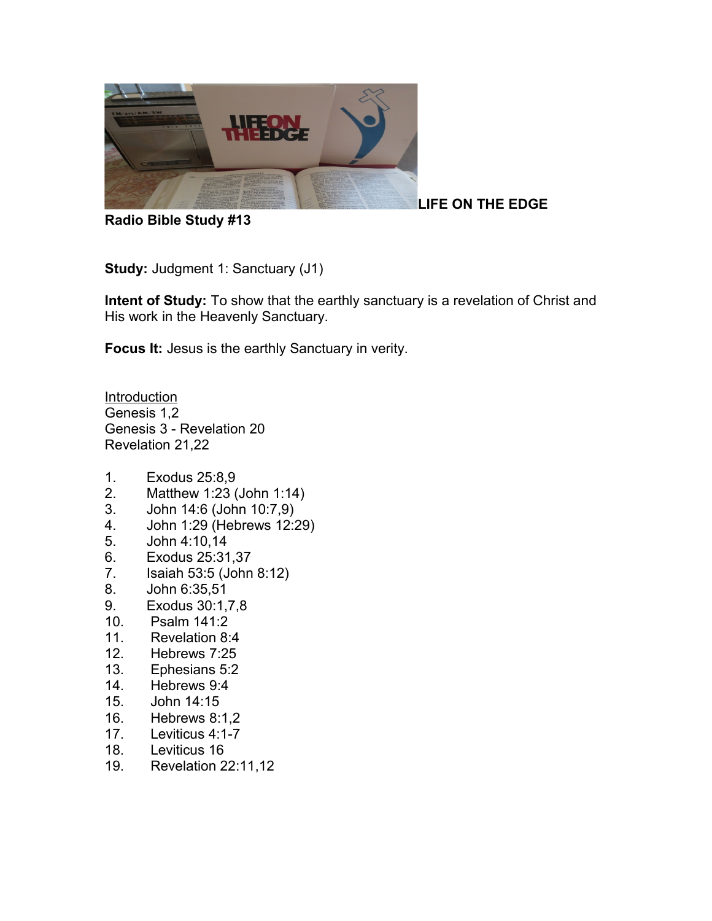**LIFE ON THE EDGE**

**Radio Bible Study #13**

**Study:** Judgment 1: Sanctuary (J1)

**Intent of Study:** To show that the earthly sanctuary is a revelation of Christ and His work in the Heavenly Sanctuary.

**Focus It:** Jesus is the earthly Sanctuary in verity.

<u>Introduction</u>

Genesis 1,2
Genesis 3 - Revelation 20
Revelation 21,22

1. Exodus 25:8,9
2. Matthew 1:23 (John 1:14)
3. John 14:6 (John 10:7,9)
4. John 1:29 (Hebrews 12:29)
5. John 4:10,14
6. Exodus 25:31,37
7. Isaiah 53:5 (John 8:12)
8. John 6:35,51
9. Exodus 30:1,7,8
10. Psalm 141:2
11. Revelation 8:4
12. Hebrews 7:25
13. Ephesians 5:2
14. Hebrews 9:4
15. John 14:15
16. Hebrews 8:1,2
17. Leviticus 4:1-7
18. Leviticus 16
19. Revelation 22:11,12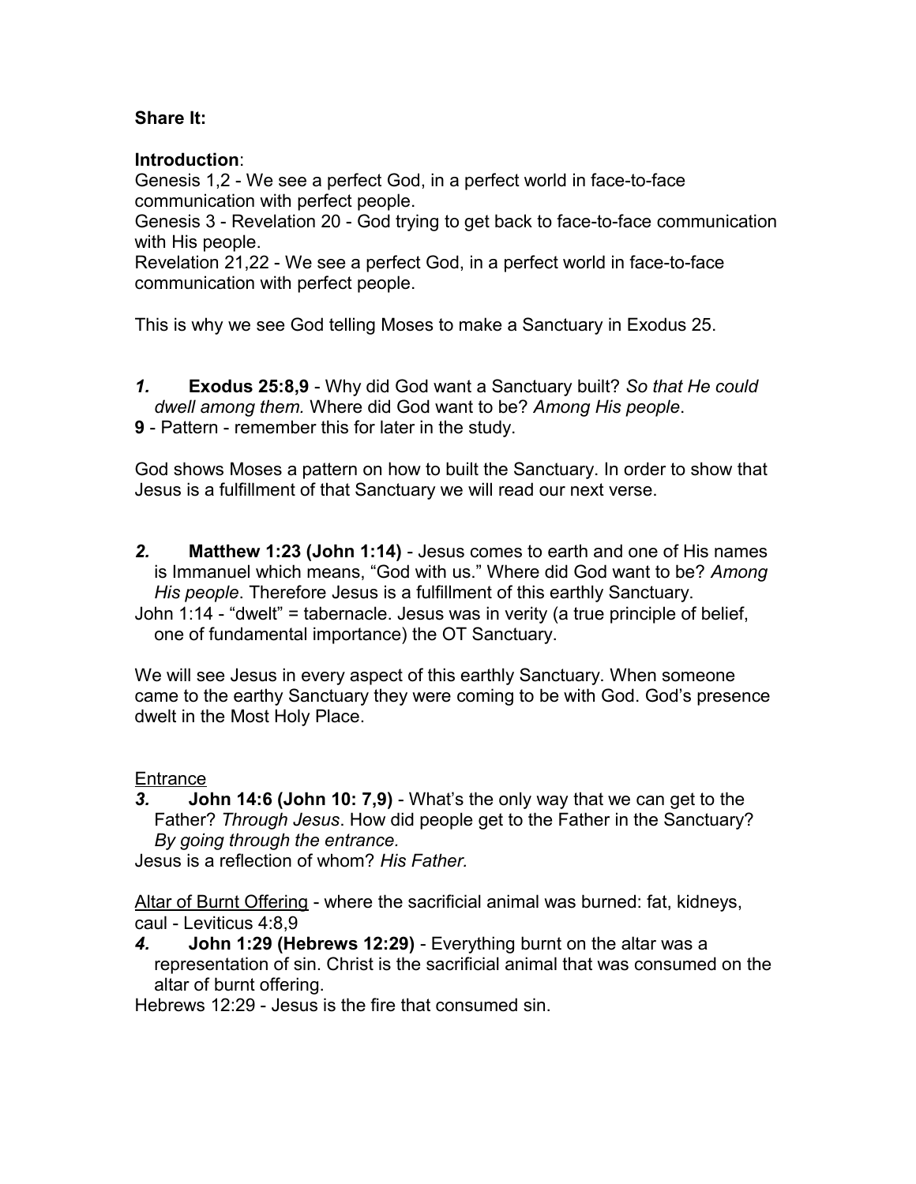**Share It:**

**Introduction**:
Genesis 1,2 - We see a perfect God, in a perfect world in face-to-face communication with perfect people.
Genesis 3 - Revelation 20 - God trying to get back to face-to-face communication with His people.
Revelation 21,22 - We see a perfect God, in a perfect world in face-to-face communication with perfect people.

This is why we see God telling Moses to make a Sanctuary in Exodus 25.

***1.*** **Exodus 25:8,9** - Why did God want a Sanctuary built? *So that He could dwell among them.* Where did God want to be? *Among His people*.
**9** - Pattern - remember this for later in the study.

God shows Moses a pattern on how to built the Sanctuary. In order to show that Jesus is a fulfillment of that Sanctuary we will read our next verse.

***2.*** **Matthew 1:23 (John 1:14)** - Jesus comes to earth and one of His names is Immanuel which means, "God with us." Where did God want to be? *Among His people*. Therefore Jesus is a fulfillment of this earthly Sanctuary.
John 1:14 - "dwelt" = tabernacle. Jesus was in verity (a true principle of belief, one of fundamental importance) the OT Sanctuary.

We will see Jesus in every aspect of this earthly Sanctuary. When someone came to the earthy Sanctuary they were coming to be with God. God's presence dwelt in the Most Holy Place.

<u>Entrance</u>

***3.*** **John 14:6 (John 10: 7,9)** - What's the only way that we can get to the Father? *Through Jesus*. How did people get to the Father in the Sanctuary? *By going through the entrance.*
Jesus is a reflection of whom? *His Father.*

<u>Altar of Burnt Offering</u> - where the sacrificial animal was burned: fat, kidneys, caul - Leviticus 4:8,9

***4.*** **John 1:29 (Hebrews 12:29)** - Everything burnt on the altar was a representation of sin. Christ is the sacrificial animal that was consumed on the altar of burnt offering.
Hebrews 12:29 - Jesus is the fire that consumed sin.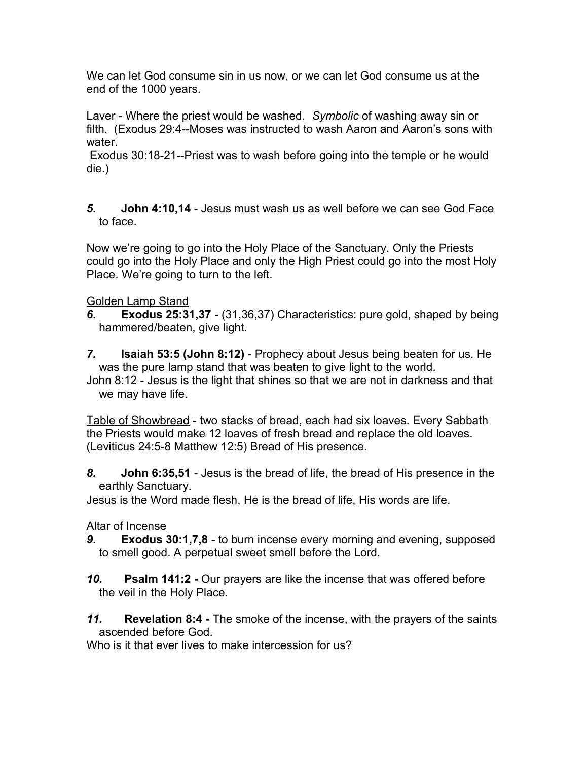We can let God consume sin in us now, or we can let God consume us at the end of the 1000 years.

Laver - Where the priest would be washed. *Symbolic* of washing away sin or filth. (Exodus 29:4--Moses was instructed to wash Aaron and Aaron's sons with water.
 Exodus 30:18-21--Priest was to wash before going into the temple or he would die.)

***5.*** **John 4:10,14** - Jesus must wash us as well before we can see God Face to face.

Now we're going to go into the Holy Place of the Sanctuary. Only the Priests could go into the Holy Place and only the High Priest could go into the most Holy Place. We're going to turn to the left.

Golden Lamp Stand

***6.*** **Exodus 25:31,37** - (31,36,37) Characteristics: pure gold, shaped by being hammered/beaten, give light.

***7.*** **Isaiah 53:5 (John 8:12)** - Prophecy about Jesus being beaten for us. He was the pure lamp stand that was beaten to give light to the world.
John 8:12 - Jesus is the light that shines so that we are not in darkness and that we may have life.

Table of Showbread - two stacks of bread, each had six loaves. Every Sabbath the Priests would make 12 loaves of fresh bread and replace the old loaves. (Leviticus 24:5-8 Matthew 12:5) Bread of His presence.

***8.*** **John 6:35,51** - Jesus is the bread of life, the bread of His presence in the earthly Sanctuary.
Jesus is the Word made flesh, He is the bread of life, His words are life.

Altar of Incense

***9.*** **Exodus 30:1,7,8** - to burn incense every morning and evening, supposed to smell good. A perpetual sweet smell before the Lord.

***10.*** **Psalm 141:2 -** Our prayers are like the incense that was offered before the veil in the Holy Place.

***11.*** **Revelation 8:4 -** The smoke of the incense, with the prayers of the saints ascended before God.
Who is it that ever lives to make intercession for us?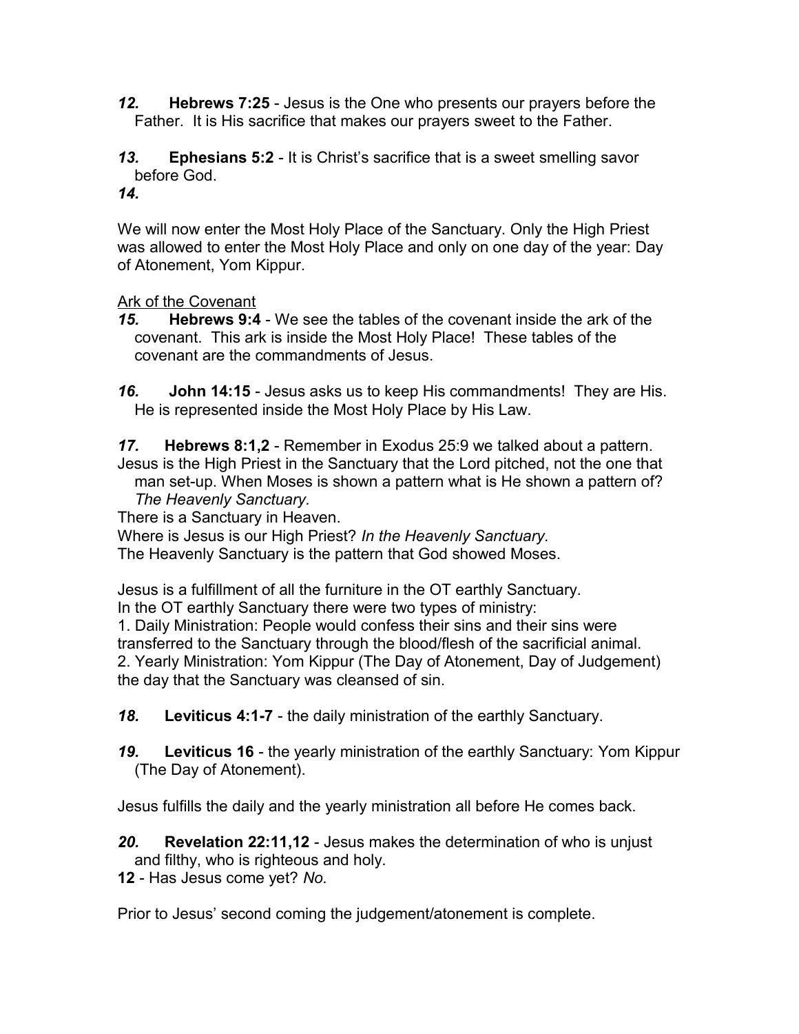*12.* **Hebrews 7:25** - Jesus is the One who presents our prayers before the Father. It is His sacrifice that makes our prayers sweet to the Father.

*13.* **Ephesians 5:2** - It is Christ's sacrifice that is a sweet smelling savor before God.

*14.*

We will now enter the Most Holy Place of the Sanctuary. Only the High Priest was allowed to enter the Most Holy Place and only on one day of the year: Day of Atonement, Yom Kippur.

<u>Ark of the Covenant</u>

*15.* **Hebrews 9:4** - We see the tables of the covenant inside the ark of the covenant. This ark is inside the Most Holy Place! These tables of the covenant are the commandments of Jesus.

*16.* **John 14:15** - Jesus asks us to keep His commandments! They are His. He is represented inside the Most Holy Place by His Law.

*17.* **Hebrews 8:1,2** - Remember in Exodus 25:9 we talked about a pattern. Jesus is the High Priest in the Sanctuary that the Lord pitched, not the one that man set-up. When Moses is shown a pattern what is He shown a pattern of? *The Heavenly Sanctuary.*

There is a Sanctuary in Heaven.

Where is Jesus is our High Priest? *In the Heavenly Sanctuary.*

The Heavenly Sanctuary is the pattern that God showed Moses.

Jesus is a fulfillment of all the furniture in the OT earthly Sanctuary.

In the OT earthly Sanctuary there were two types of ministry:

1. Daily Ministration: People would confess their sins and their sins were transferred to the Sanctuary through the blood/flesh of the sacrificial animal.
2. Yearly Ministration: Yom Kippur (The Day of Atonement, Day of Judgement) the day that the Sanctuary was cleansed of sin.

*18.* **Leviticus 4:1-7** - the daily ministration of the earthly Sanctuary.

*19.* **Leviticus 16** - the yearly ministration of the earthly Sanctuary: Yom Kippur (The Day of Atonement).

Jesus fulfills the daily and the yearly ministration all before He comes back.

*20.* **Revelation 22:11,12** - Jesus makes the determination of who is unjust and filthy, who is righteous and holy.

**12** - Has Jesus come yet? *No.*

Prior to Jesus' second coming the judgement/atonement is complete.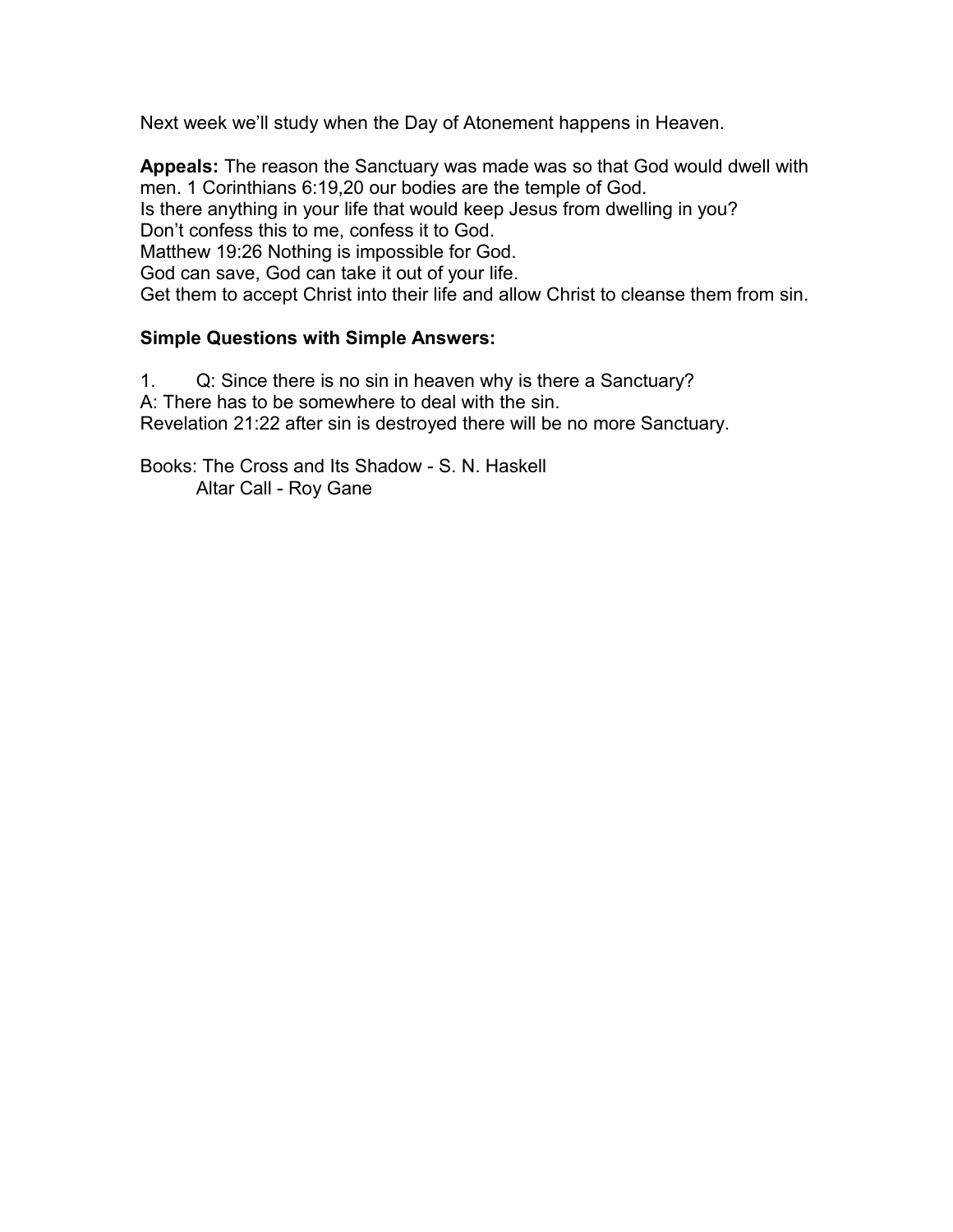Next week we'll study when the Day of Atonement happens in Heaven.

**Appeals:** The reason the Sanctuary was made was so that God would dwell with men. 1 Corinthians 6:19,20 our bodies are the temple of God.
Is there anything in your life that would keep Jesus from dwelling in you?
Don't confess this to me, confess it to God.
Matthew 19:26 Nothing is impossible for God.
God can save, God can take it out of your life.
Get them to accept Christ into their life and allow Christ to cleanse them from sin.

**Simple Questions with Simple Answers:**

1. Q: Since there is no sin in heaven why is there a Sanctuary?
A: There has to be somewhere to deal with the sin.
Revelation 21:22 after sin is destroyed there will be no more Sanctuary.

Books: The Cross and Its Shadow - S. N. Haskell
Altar Call - Roy Gane